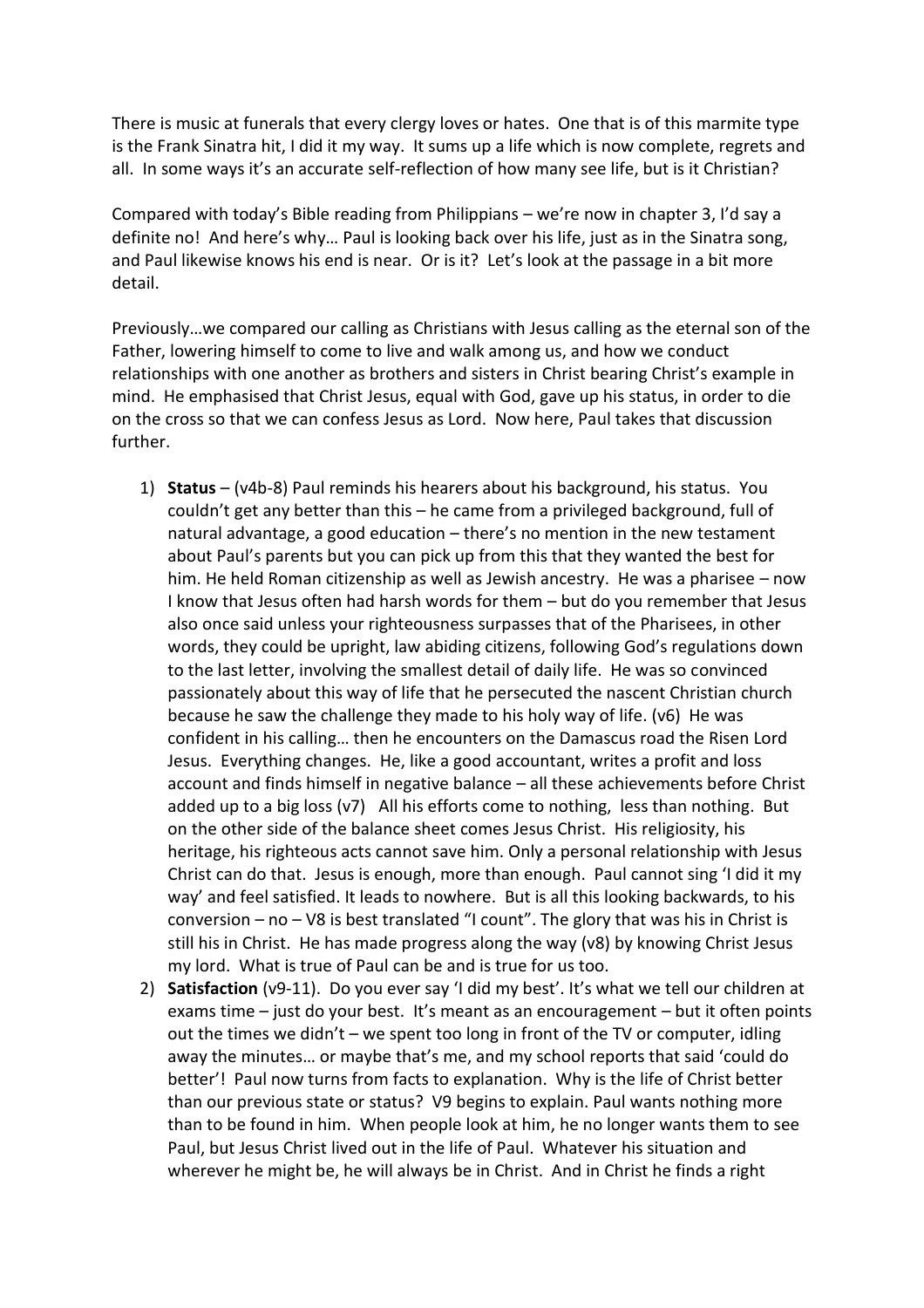There is music at funerals that every clergy loves or hates. One that is of this marmite type is the Frank Sinatra hit, I did it my way. It sums up a life which is now complete, regrets and all. In some ways it's an accurate self-reflection of how many see life, but is it Christian?

Compared with today's Bible reading from Philippians – we're now in chapter 3, I'd say a definite no! And here's why… Paul is looking back over his life, just as in the Sinatra song, and Paul likewise knows his end is near. Or is it? Let's look at the passage in a bit more detail.

Previously…we compared our calling as Christians with Jesus calling as the eternal son of the Father, lowering himself to come to live and walk among us, and how we conduct relationships with one another as brothers and sisters in Christ bearing Christ's example in mind. He emphasised that Christ Jesus, equal with God, gave up his status, in order to die on the cross so that we can confess Jesus as Lord. Now here, Paul takes that discussion further.

1) **Status** – (v4b-8) Paul reminds his hearers about his background, his status. You couldn't get any better than this – he came from a privileged background, full of natural advantage, a good education – there's no mention in the new testament about Paul's parents but you can pick up from this that they wanted the best for him. He held Roman citizenship as well as Jewish ancestry. He was a pharisee – now I know that Jesus often had harsh words for them – but do you remember that Jesus also once said unless your righteousness surpasses that of the Pharisees, in other words, they could be upright, law abiding citizens, following God's regulations down to the last letter, involving the smallest detail of daily life. He was so convinced passionately about this way of life that he persecuted the nascent Christian church because he saw the challenge they made to his holy way of life. (v6) He was confident in his calling… then he encounters on the Damascus road the Risen Lord Jesus. Everything changes. He, like a good accountant, writes a profit and loss account and finds himself in negative balance – all these achievements before Christ added up to a big loss (v7) All his efforts come to nothing, less than nothing. But on the other side of the balance sheet comes Jesus Christ. His religiosity, his heritage, his righteous acts cannot save him. Only a personal relationship with Jesus Christ can do that. Jesus is enough, more than enough. Paul cannot sing 'I did it my way' and feel satisfied. It leads to nowhere. But is all this looking backwards, to his conversion – no – V8 is best translated "I count". The glory that was his in Christ is still his in Christ. He has made progress along the way (v8) by knowing Christ Jesus my lord. What is true of Paul can be and is true for us too.
2) **Satisfaction** (v9-11). Do you ever say 'I did my best'. It's what we tell our children at exams time – just do your best. It's meant as an encouragement – but it often points out the times we didn't – we spent too long in front of the TV or computer, idling away the minutes… or maybe that's me, and my school reports that said 'could do better'! Paul now turns from facts to explanation. Why is the life of Christ better than our previous state or status? V9 begins to explain. Paul wants nothing more than to be found in him. When people look at him, he no longer wants them to see Paul, but Jesus Christ lived out in the life of Paul. Whatever his situation and wherever he might be, he will always be in Christ. And in Christ he finds a right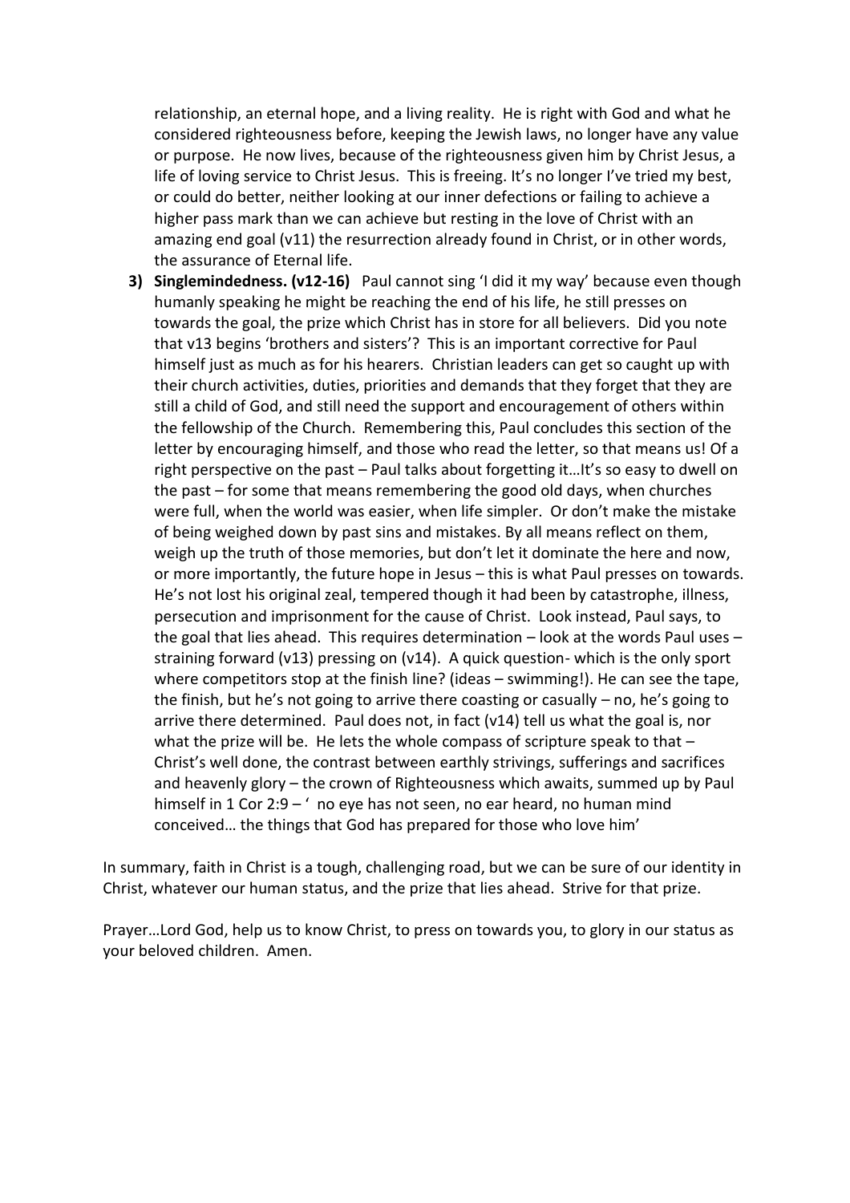relationship, an eternal hope, and a living reality. He is right with God and what he considered righteousness before, keeping the Jewish laws, no longer have any value or purpose. He now lives, because of the righteousness given him by Christ Jesus, a life of loving service to Christ Jesus. This is freeing. It's no longer I've tried my best, or could do better, neither looking at our inner defections or failing to achieve a higher pass mark than we can achieve but resting in the love of Christ with an amazing end goal (v11) the resurrection already found in Christ, or in other words, the assurance of Eternal life.

3) **Singlemindedness. (v12-16)** Paul cannot sing 'I did it my way' because even though humanly speaking he might be reaching the end of his life, he still presses on towards the goal, the prize which Christ has in store for all believers. Did you note that v13 begins 'brothers and sisters'? This is an important corrective for Paul himself just as much as for his hearers. Christian leaders can get so caught up with their church activities, duties, priorities and demands that they forget that they are still a child of God, and still need the support and encouragement of others within the fellowship of the Church. Remembering this, Paul concludes this section of the letter by encouraging himself, and those who read the letter, so that means us! Of a right perspective on the past – Paul talks about forgetting it…It's so easy to dwell on the past – for some that means remembering the good old days, when churches were full, when the world was easier, when life simpler. Or don't make the mistake of being weighed down by past sins and mistakes. By all means reflect on them, weigh up the truth of those memories, but don't let it dominate the here and now, or more importantly, the future hope in Jesus – this is what Paul presses on towards. He's not lost his original zeal, tempered though it had been by catastrophe, illness, persecution and imprisonment for the cause of Christ. Look instead, Paul says, to the goal that lies ahead. This requires determination – look at the words Paul uses – straining forward (v13) pressing on (v14). A quick question- which is the only sport where competitors stop at the finish line? (ideas – swimming!). He can see the tape, the finish, but he's not going to arrive there coasting or casually – no, he's going to arrive there determined. Paul does not, in fact (v14) tell us what the goal is, nor what the prize will be. He lets the whole compass of scripture speak to that – Christ's well done, the contrast between earthly strivings, sufferings and sacrifices and heavenly glory – the crown of Righteousness which awaits, summed up by Paul himself in 1 Cor 2:9 – ' no eye has not seen, no ear heard, no human mind conceived… the things that God has prepared for those who love him'

In summary, faith in Christ is a tough, challenging road, but we can be sure of our identity in Christ, whatever our human status, and the prize that lies ahead. Strive for that prize.

Prayer…Lord God, help us to know Christ, to press on towards you, to glory in our status as your beloved children. Amen.